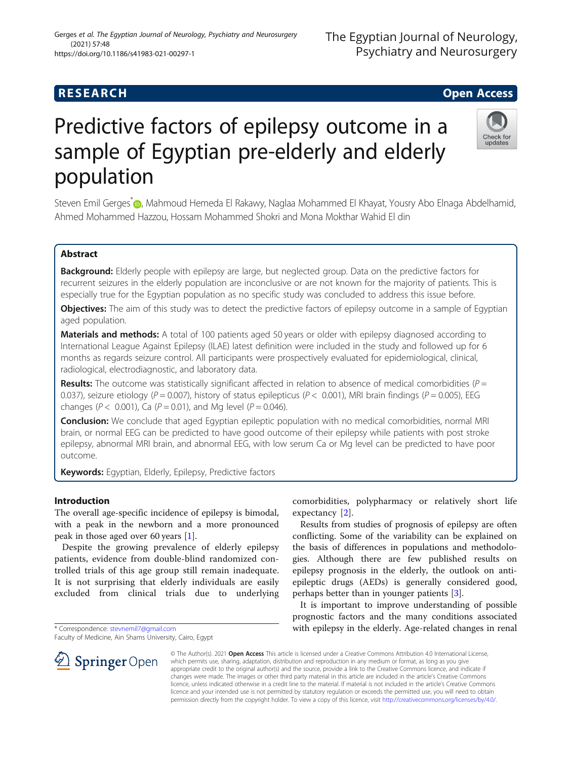RESEARCH Open Access

# Predictive factors of epilepsy outcome in a sample of Egyptian pre-elderly and elderly population

Steven Emil Gerges*, Mahmoud Hemeda El Rakawy, Naglaa Mohammed El Khayat, Yousry Abo Elnaga Abdelhamid, Ahmed Mohammed Hazzou, Hossam Mohammed Shokri and Mona Mokthar Wahid El din

## Abstract

**Background:** Elderly people with epilepsy are large, but neglected group. Data on the predictive factors for recurrent seizures in the elderly population are inconclusive or are not known for the majority of patients. This is especially true for the Egyptian population as no specific study was concluded to address this issue before.

**Objectives:** The aim of this study was to detect the predictive factors of epilepsy outcome in a sample of Egyptian aged population.

**Materials and methods:** A total of 100 patients aged 50 years or older with epilepsy diagnosed according to International League Against Epilepsy (ILAE) latest definition were included in the study and followed up for 6 months as regards seizure control. All participants were prospectively evaluated for epidemiological, clinical, radiological, electrodiagnostic, and laboratory data.

**Results:** The outcome was statistically significant affected in relation to absence of medical comorbidities ($P = 0.037$), seizure etiology ($P = 0.007$), history of status epilepticus ($P < 0.001$), MRI brain findings ($P = 0.005$), EEG changes ($P < 0.001$), Ca ($P = 0.01$), and Mg level ($P = 0.046$).

**Conclusion:** We conclude that aged Egyptian epileptic population with no medical comorbidities, normal MRI brain, or normal EEG can be predicted to have good outcome of their epilepsy while patients with post stroke epilepsy, abnormal MRI brain, and abnormal EEG, with low serum Ca or Mg level can be predicted to have poor outcome.

**Keywords:** Egyptian, Elderly, Epilepsy, Predictive factors

## Introduction

The overall age-specific incidence of epilepsy is bimodal, with a peak in the newborn and a more pronounced peak in those aged over 60 years [1].

Despite the growing prevalence of elderly epilepsy patients, evidence from double-blind randomized controlled trials of this age group still remain inadequate. It is not surprising that elderly individuals are easily excluded from clinical trials due to underlying comorbidities, polypharmacy or relatively short life expectancy [2].

Results from studies of prognosis of epilepsy are often conflicting. Some of the variability can be explained on the basis of differences in populations and methodologies. Although there are few published results on epilepsy prognosis in the elderly, the outlook on antiepileptic drugs (AEDs) is generally considered good, perhaps better than in younger patients [3].

It is important to improve understanding of possible prognostic factors and the many conditions associated with epilepsy in the elderly. Age-related changes in renal

* Correspondence: stevnemil7@gmail.com
Faculty of Medicine, Ain Shams University, Cairo, Egypt

© The Author(s). 2021 **Open Access** This article is licensed under a Creative Commons Attribution 4.0 International License, which permits use, sharing, adaptation, distribution and reproduction in any medium or format, as long as you give appropriate credit to the original author(s) and the source, provide a link to the Creative Commons licence, and indicate if changes were made. The images or other third party material in this article are included in the article's Creative Commons licence, unless indicated otherwise in a credit line to the material. If material is not included in the article's Creative Commons licence and your intended use is not permitted by statutory regulation or exceeds the permitted use, you will need to obtain permission directly from the copyright holder. To view a copy of this licence, visit http://creativecommons.org/licenses/by/4.0/.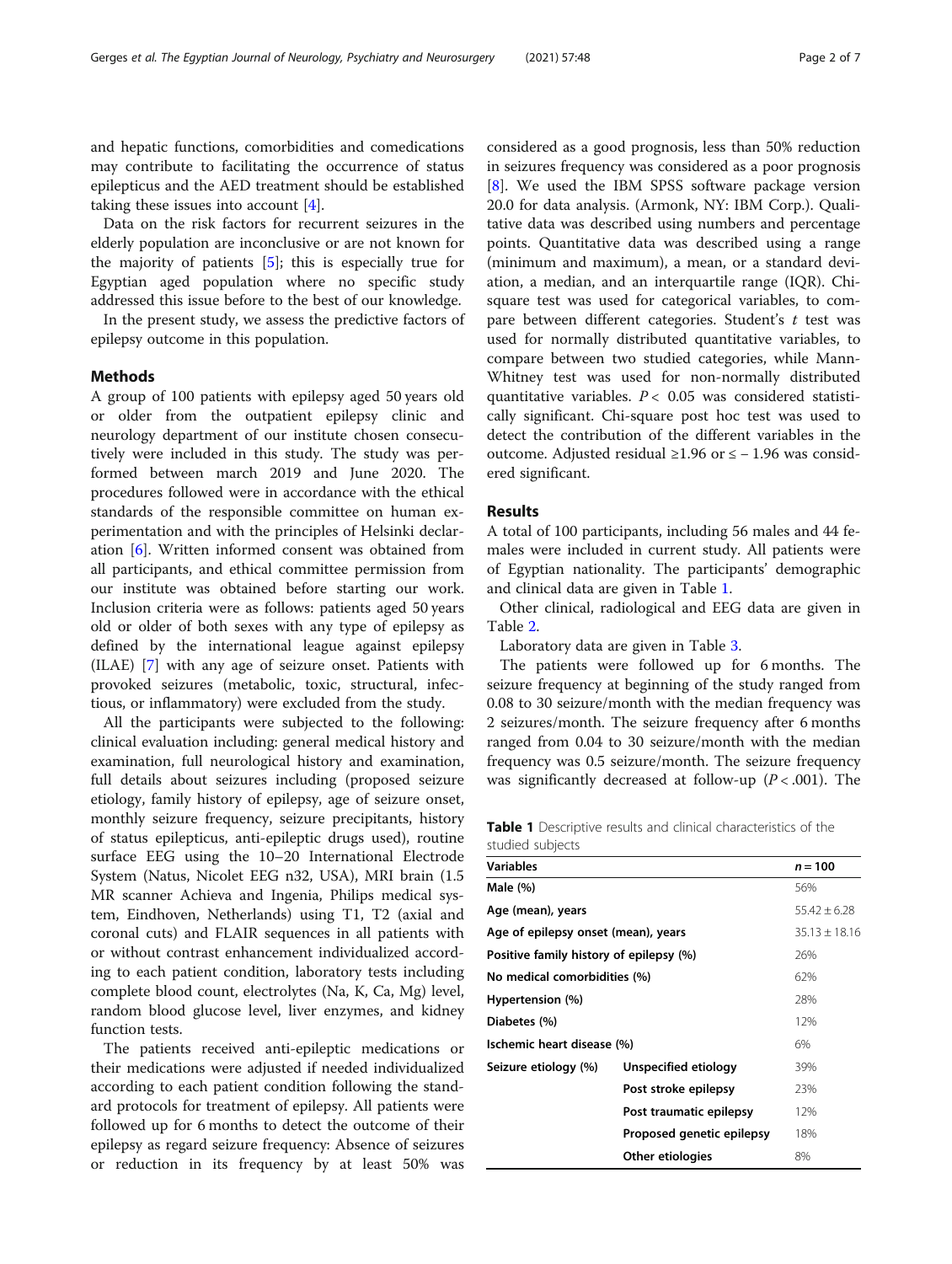and hepatic functions, comorbidities and comedications may contribute to facilitating the occurrence of status epilepticus and the AED treatment should be established taking these issues into account [4].

Data on the risk factors for recurrent seizures in the elderly population are inconclusive or are not known for the majority of patients [5]; this is especially true for Egyptian aged population where no specific study addressed this issue before to the best of our knowledge.

In the present study, we assess the predictive factors of epilepsy outcome in this population.

## Methods

A group of 100 patients with epilepsy aged 50 years old or older from the outpatient epilepsy clinic and neurology department of our institute chosen consecutively were included in this study. The study was performed between march 2019 and June 2020. The procedures followed were in accordance with the ethical standards of the responsible committee on human experimentation and with the principles of Helsinki declaration [6]. Written informed consent was obtained from all participants, and ethical committee permission from our institute was obtained before starting our work. Inclusion criteria were as follows: patients aged 50 years old or older of both sexes with any type of epilepsy as defined by the international league against epilepsy (ILAE) [7] with any age of seizure onset. Patients with provoked seizures (metabolic, toxic, structural, infectious, or inflammatory) were excluded from the study.

All the participants were subjected to the following: clinical evaluation including: general medical history and examination, full neurological history and examination, full details about seizures including (proposed seizure etiology, family history of epilepsy, age of seizure onset, monthly seizure frequency, seizure precipitants, history of status epilepticus, anti-epileptic drugs used), routine surface EEG using the 10–20 International Electrode System (Natus, Nicolet EEG n32, USA), MRI brain (1.5 MR scanner Achieva and Ingenia, Philips medical system, Eindhoven, Netherlands) using T1, T2 (axial and coronal cuts) and FLAIR sequences in all patients with or without contrast enhancement individualized according to each patient condition, laboratory tests including complete blood count, electrolytes (Na, K, Ca, Mg) level, random blood glucose level, liver enzymes, and kidney function tests.

The patients received anti-epileptic medications or their medications were adjusted if needed individualized according to each patient condition following the standard protocols for treatment of epilepsy. All patients were followed up for 6 months to detect the outcome of their epilepsy as regard seizure frequency: Absence of seizures or reduction in its frequency by at least 50% was considered as a good prognosis, less than 50% reduction in seizures frequency was considered as a poor prognosis [8]. We used the IBM SPSS software package version 20.0 for data analysis. (Armonk, NY: IBM Corp.). Qualitative data was described using numbers and percentage points. Quantitative data was described using a range (minimum and maximum), a mean, or a standard deviation, a median, and an interquartile range (IQR). Chi-square test was used for categorical variables, to compare between different categories. Student's $t$ test was used for normally distributed quantitative variables, to compare between two studied categories, while Mann-Whitney test was used for non-normally distributed quantitative variables. $P < 0.05$ was considered statistically significant. Chi-square post hoc test was used to detect the contribution of the different variables in the outcome. Adjusted residual $\geq 1.96$ or $\leq -1.96$ was considered significant.

## Results

A total of 100 participants, including 56 males and 44 females were included in current study. All patients were of Egyptian nationality. The participants' demographic and clinical data are given in Table 1.

Other clinical, radiological and EEG data are given in Table 2.

Laboratory data are given in Table 3.

The patients were followed up for 6 months. The seizure frequency at beginning of the study ranged from 0.08 to 30 seizure/month with the median frequency was 2 seizures/month. The seizure frequency after 6 months ranged from 0.04 to 30 seizure/month with the median frequency was 0.5 seizure/month. The seizure frequency was significantly decreased at follow-up ($P < .001$). The

**Table 1** Descriptive results and clinical characteristics of the studied subjects

| Variables | | $n = 100$ |
|---|---|---|
| **Male (%)** | | 56% |
| **Age (mean), years** | | $55.42 \pm 6.28$ |
| **Age of epilepsy onset (mean), years** | | $35.13 \pm 18.16$ |
| **Positive family history of epilepsy (%)** | | 26% |
| **No medical comorbidities (%)** | | 62% |
| **Hypertension (%)** | | 28% |
| **Diabetes (%)** | | 12% |
| **Ischemic heart disease (%)** | | 6% |
| **Seizure etiology (%)** | **Unspecified etiology** | 39% |
| | **Post stroke epilepsy** | 23% |
| | **Post traumatic epilepsy** | 12% |
| | **Proposed genetic epilepsy** | 18% |
| | **Other etiologies** | 8% |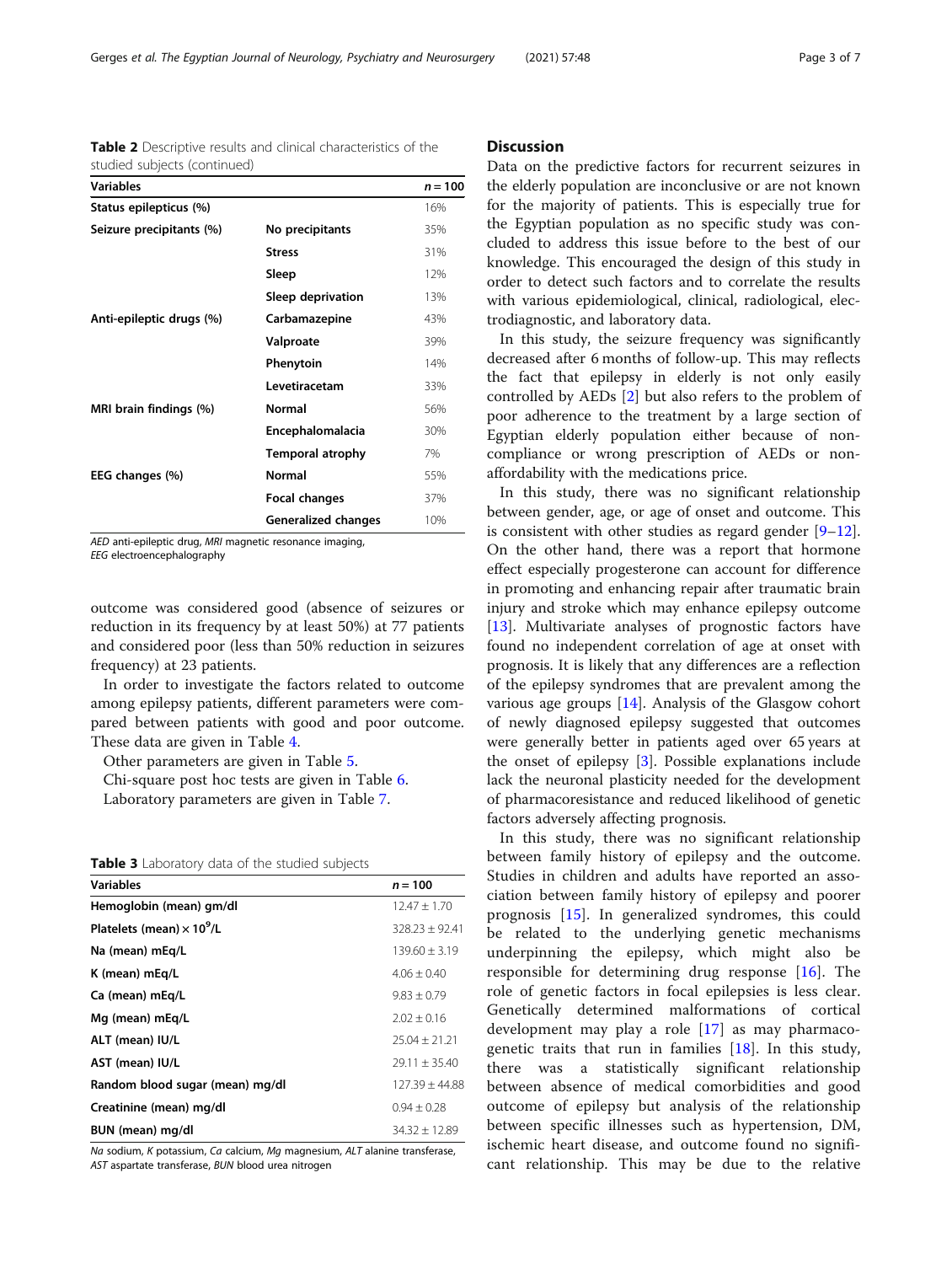**Table 2** Descriptive results and clinical characteristics of the studied subjects (continued)

| Variables | | $n = 100$ |
|---|---|---|
| **Status epilepticus (%)** | | 16% |
| **Seizure precipitants (%)** | **No precipitants** | 35% |
| | **Stress** | 31% |
| | **Sleep** | 12% |
| | **Sleep deprivation** | 13% |
| **Anti-epileptic drugs (%)** | **Carbamazepine** | 43% |
| | **Valproate** | 39% |
| | **Phenytoin** | 14% |
| | **Levetiracetam** | 33% |
| **MRI brain findings (%)** | **Normal** | 56% |
| | **Encephalomalacia** | 30% |
| | **Temporal atrophy** | 7% |
| **EEG changes (%)** | **Normal** | 55% |
| | **Focal changes** | 37% |
| | **Generalized changes** | 10% |

*AED* anti-epileptic drug, *MRI* magnetic resonance imaging, *EEG* electroencephalography

outcome was considered good (absence of seizures or reduction in its frequency by at least 50%) at 77 patients and considered poor (less than 50% reduction in seizures frequency) at 23 patients.

In order to investigate the factors related to outcome among epilepsy patients, different parameters were compared between patients with good and poor outcome. These data are given in Table 4.

Other parameters are given in Table 5.

Chi-square post hoc tests are given in Table 6.

Laboratory parameters are given in Table 7.

**Table 3** Laboratory data of the studied subjects

| Variables | $n = 100$ |
|---|---|
| **Hemoglobin (mean) gm/dl** | 12.47 ± 1.70 |
| **Platelets (mean) × $10^9$/L** | 328.23 ± 92.41 |
| **Na (mean) mEq/L** | 139.60 ± 3.19 |
| **K (mean) mEq/L** | 4.06 ± 0.40 |
| **Ca (mean) mEq/L** | 9.83 ± 0.79 |
| **Mg (mean) mEq/L** | 2.02 ± 0.16 |
| **ALT (mean) IU/L** | 25.04 ± 21.21 |
| **AST (mean) IU/L** | 29.11 ± 35.40 |
| **Random blood sugar (mean) mg/dl** | 127.39 ± 44.88 |
| **Creatinine (mean) mg/dl** | 0.94 ± 0.28 |
| **BUN (mean) mg/dl** | 34.32 ± 12.89 |

*Na* sodium, *K* potassium, *Ca* calcium, *Mg* magnesium, *ALT* alanine transferase, *AST* aspartate transferase, *BUN* blood urea nitrogen

## Discussion

Data on the predictive factors for recurrent seizures in the elderly population are inconclusive or are not known for the majority of patients. This is especially true for the Egyptian population as no specific study was concluded to address this issue before to the best of our knowledge. This encouraged the design of this study in order to detect such factors and to correlate the results with various epidemiological, clinical, radiological, electrodiagnostic, and laboratory data.

In this study, the seizure frequency was significantly decreased after 6 months of follow-up. This may reflects the fact that epilepsy in elderly is not only easily controlled by AEDs [2] but also refers to the problem of poor adherence to the treatment by a large section of Egyptian elderly population either because of non-compliance or wrong prescription of AEDs or non-affordability with the medications price.

In this study, there was no significant relationship between gender, age, or age of onset and outcome. This is consistent with other studies as regard gender [9–12]. On the other hand, there was a report that hormone effect especially progesterone can account for difference in promoting and enhancing repair after traumatic brain injury and stroke which may enhance epilepsy outcome [13]. Multivariate analyses of prognostic factors have found no independent correlation of age at onset with prognosis. It is likely that any differences are a reflection of the epilepsy syndromes that are prevalent among the various age groups [14]. Analysis of the Glasgow cohort of newly diagnosed epilepsy suggested that outcomes were generally better in patients aged over 65 years at the onset of epilepsy [3]. Possible explanations include lack the neuronal plasticity needed for the development of pharmacoresistance and reduced likelihood of genetic factors adversely affecting prognosis.

In this study, there was no significant relationship between family history of epilepsy and the outcome. Studies in children and adults have reported an association between family history of epilepsy and poorer prognosis [15]. In generalized syndromes, this could be related to the underlying genetic mechanisms underpinning the epilepsy, which might also be responsible for determining drug response [16]. The role of genetic factors in focal epilepsies is less clear. Genetically determined malformations of cortical development may play a role [17] as may pharmacogenetic traits that run in families [18]. In this study, there was a statistically significant relationship between absence of medical comorbidities and good outcome of epilepsy but analysis of the relationship between specific illnesses such as hypertension, DM, ischemic heart disease, and outcome found no significant relationship. This may be due to the relative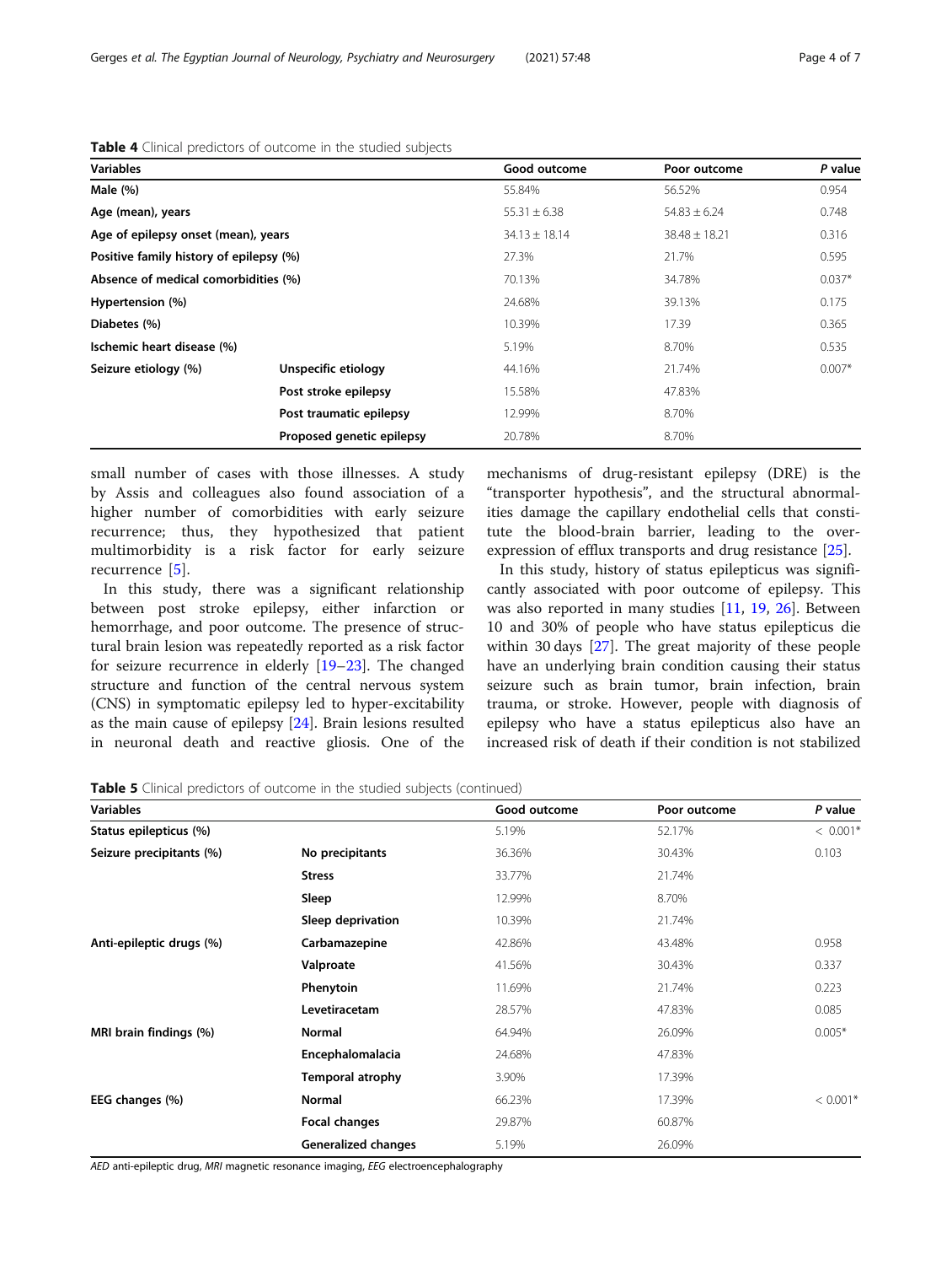**Table 4** Clinical predictors of outcome in the studied subjects

| Variables | | Good outcome | Poor outcome | P value |
|---|---|---|---|---|
| **Male (%)** | | 55.84% | 56.52% | 0.954 |
| **Age (mean), years** | | 55.31 ± 6.38 | 54.83 ± 6.24 | 0.748 |
| **Age of epilepsy onset (mean), years** | | 34.13 ± 18.14 | 38.48 ± 18.21 | 0.316 |
| **Positive family history of epilepsy (%)** | | 27.3% | 21.7% | 0.595 |
| **Absence of medical comorbidities (%)** | | 70.13% | 34.78% | 0.037* |
| **Hypertension (%)** | | 24.68% | 39.13% | 0.175 |
| **Diabetes (%)** | | 10.39% | 17.39 | 0.365 |
| **Ischemic heart disease (%)** | | 5.19% | 8.70% | 0.535 |
| **Seizure etiology (%)** | **Unspecific etiology** | 44.16% | 21.74% | 0.007* |
| | **Post stroke epilepsy** | 15.58% | 47.83% | |
| | **Post traumatic epilepsy** | 12.99% | 8.70% | |
| | **Proposed genetic epilepsy** | 20.78% | 8.70% | |

small number of cases with those illnesses. A study by Assis and colleagues also found association of a higher number of comorbidities with early seizure recurrence; thus, they hypothesized that patient multimorbidity is a risk factor for early seizure recurrence [5].

In this study, there was a significant relationship between post stroke epilepsy, either infarction or hemorrhage, and poor outcome. The presence of structural brain lesion was repeatedly reported as a risk factor for seizure recurrence in elderly [19–23]. The changed structure and function of the central nervous system (CNS) in symptomatic epilepsy led to hyper-excitability as the main cause of epilepsy [24]. Brain lesions resulted in neuronal death and reactive gliosis. One of the mechanisms of drug-resistant epilepsy (DRE) is the "transporter hypothesis", and the structural abnormalities damage the capillary endothelial cells that constitute the blood-brain barrier, leading to the over-expression of efflux transports and drug resistance [25].

In this study, history of status epilepticus was significantly associated with poor outcome of epilepsy. This was also reported in many studies [11, 19, 26]. Between 10 and 30% of people who have status epilepticus die within 30 days [27]. The great majority of these people have an underlying brain condition causing their status seizure such as brain tumor, brain infection, brain trauma, or stroke. However, people with diagnosis of epilepsy who have a status epilepticus also have an increased risk of death if their condition is not stabilized

**Table 5** Clinical predictors of outcome in the studied subjects (continued)

| Variables | | Good outcome | Poor outcome | P value |
|---|---|---|---|---|
| **Status epilepticus (%)** | | 5.19% | 52.17% | < 0.001* |
| **Seizure precipitants (%)** | **No precipitants** | 36.36% | 30.43% | 0.103 |
| | **Stress** | 33.77% | 21.74% | |
| | **Sleep** | 12.99% | 8.70% | |
| | **Sleep deprivation** | 10.39% | 21.74% | |
| **Anti-epileptic drugs (%)** | **Carbamazepine** | 42.86% | 43.48% | 0.958 |
| | **Valproate** | 41.56% | 30.43% | 0.337 |
| | **Phenytoin** | 11.69% | 21.74% | 0.223 |
| | **Levetiracetam** | 28.57% | 47.83% | 0.085 |
| **MRI brain findings (%)** | **Normal** | 64.94% | 26.09% | 0.005* |
| | **Encephalomalacia** | 24.68% | 47.83% | |
| | **Temporal atrophy** | 3.90% | 17.39% | |
| **EEG changes (%)** | **Normal** | 66.23% | 17.39% | < 0.001* |
| | **Focal changes** | 29.87% | 60.87% | |
| | **Generalized changes** | 5.19% | 26.09% | |

*AED* anti-epileptic drug, *MRI* magnetic resonance imaging, *EEG* electroencephalography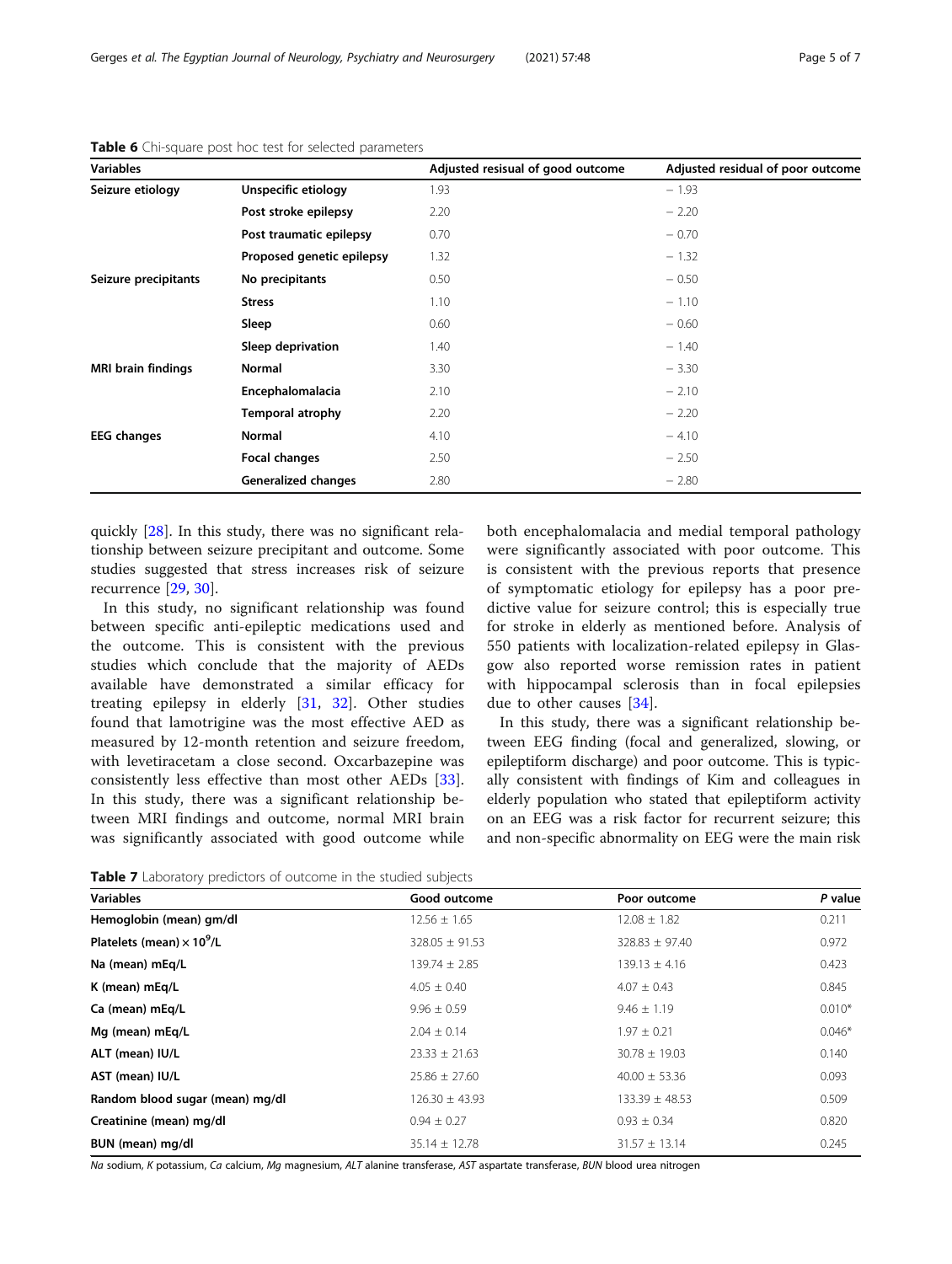**Table 6** Chi-square post hoc test for selected parameters

| Variables | | Adjusted resisual of good outcome | Adjusted residual of poor outcome |
|---|---|---|---|
| **Seizure etiology** | **Unspecific etiology** | 1.93 | − 1.93 |
| | **Post stroke epilepsy** | 2.20 | − 2.20 |
| | **Post traumatic epilepsy** | 0.70 | − 0.70 |
| | **Proposed genetic epilepsy** | 1.32 | − 1.32 |
| **Seizure precipitants** | **No precipitants** | 0.50 | − 0.50 |
| | **Stress** | 1.10 | − 1.10 |
| | **Sleep** | 0.60 | − 0.60 |
| | **Sleep deprivation** | 1.40 | − 1.40 |
| **MRI brain findings** | **Normal** | 3.30 | − 3.30 |
| | **Encephalomalacia** | 2.10 | − 2.10 |
| | **Temporal atrophy** | 2.20 | − 2.20 |
| **EEG changes** | **Normal** | 4.10 | − 4.10 |
| | **Focal changes** | 2.50 | − 2.50 |
| | **Generalized changes** | 2.80 | − 2.80 |

quickly [28]. In this study, there was no significant relationship between seizure precipitant and outcome. Some studies suggested that stress increases risk of seizure recurrence [29, 30].

In this study, no significant relationship was found between specific anti-epileptic medications used and the outcome. This is consistent with the previous studies which conclude that the majority of AEDs available have demonstrated a similar efficacy for treating epilepsy in elderly [31, 32]. Other studies found that lamotrigine was the most effective AED as measured by 12-month retention and seizure freedom, with levetiracetam a close second. Oxcarbazepine was consistently less effective than most other AEDs [33]. In this study, there was a significant relationship between MRI findings and outcome, normal MRI brain was significantly associated with good outcome while both encephalomalacia and medial temporal pathology were significantly associated with poor outcome. This is consistent with the previous reports that presence of symptomatic etiology for epilepsy has a poor predictive value for seizure control; this is especially true for stroke in elderly as mentioned before. Analysis of 550 patients with localization-related epilepsy in Glasgow also reported worse remission rates in patient with hippocampal sclerosis than in focal epilepsies due to other causes [34].

In this study, there was a significant relationship between EEG finding (focal and generalized, slowing, or epileptiform discharge) and poor outcome. This is typically consistent with findings of Kim and colleagues in elderly population who stated that epileptiform activity on an EEG was a risk factor for recurrent seizure; this and non-specific abnormality on EEG were the main risk

**Table 7** Laboratory predictors of outcome in the studied subjects

| Variables | Good outcome | Poor outcome | *P* value |
|---|---|---|---|
| **Hemoglobin (mean) gm/dl** | 12.56 ± 1.65 | 12.08 ± 1.82 | 0.211 |
| **Platelets (mean) × $10^9$/L** | 328.05 ± 91.53 | 328.83 ± 97.40 | 0.972 |
| **Na (mean) mEq/L** | 139.74 ± 2.85 | 139.13 ± 4.16 | 0.423 |
| **K (mean) mEq/L** | 4.05 ± 0.40 | 4.07 ± 0.43 | 0.845 |
| **Ca (mean) mEq/L** | 9.96 ± 0.59 | 9.46 ± 1.19 | 0.010* |
| **Mg (mean) mEq/L** | 2.04 ± 0.14 | 1.97 ± 0.21 | 0.046* |
| **ALT (mean) IU/L** | 23.33 ± 21.63 | 30.78 ± 19.03 | 0.140 |
| **AST (mean) IU/L** | 25.86 ± 27.60 | 40.00 ± 53.36 | 0.093 |
| **Random blood sugar (mean) mg/dl** | 126.30 ± 43.93 | 133.39 ± 48.53 | 0.509 |
| **Creatinine (mean) mg/dl** | 0.94 ± 0.27 | 0.93 ± 0.34 | 0.820 |
| **BUN (mean) mg/dl** | 35.14 ± 12.78 | 31.57 ± 13.14 | 0.245 |

*Na* sodium, *K* potassium, *Ca* calcium, *Mg* magnesium, *ALT* alanine transferase, *AST* aspartate transferase, *BUN* blood urea nitrogen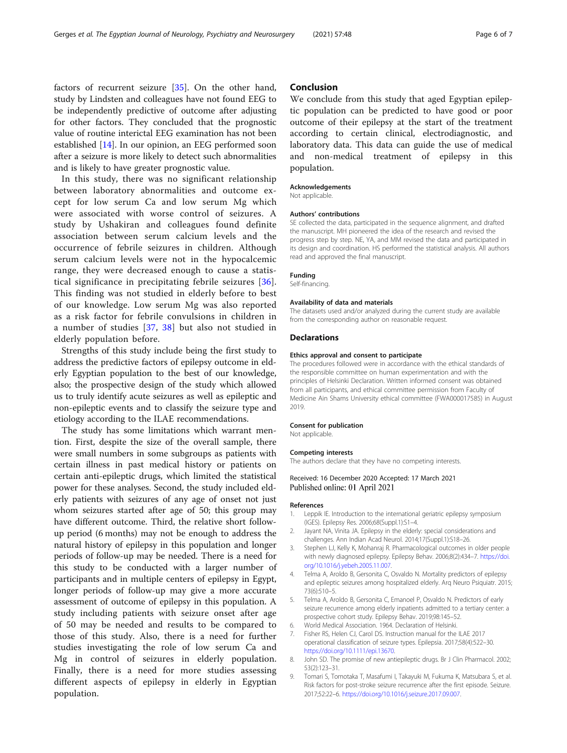factors of recurrent seizure [35]. On the other hand, study by Lindsten and colleagues have not found EEG to be independently predictive of outcome after adjusting for other factors. They concluded that the prognostic value of routine interictal EEG examination has not been established [14]. In our opinion, an EEG performed soon after a seizure is more likely to detect such abnormalities and is likely to have greater prognostic value.

In this study, there was no significant relationship between laboratory abnormalities and outcome except for low serum Ca and low serum Mg which were associated with worse control of seizures. A study by Ushakiran and colleagues found definite association between serum calcium levels and the occurrence of febrile seizures in children. Although serum calcium levels were not in the hypocalcemic range, they were decreased enough to cause a statistical significance in precipitating febrile seizures [36]. This finding was not studied in elderly before to best of our knowledge. Low serum Mg was also reported as a risk factor for febrile convulsions in children in a number of studies [37, 38] but also not studied in elderly population before.

Strengths of this study include being the first study to address the predictive factors of epilepsy outcome in elderly Egyptian population to the best of our knowledge, also; the prospective design of the study which allowed us to truly identify acute seizures as well as epileptic and non-epileptic events and to classify the seizure type and etiology according to the ILAE recommendations.

The study has some limitations which warrant mention. First, despite the size of the overall sample, there were small numbers in some subgroups as patients with certain illness in past medical history or patients on certain anti-epileptic drugs, which limited the statistical power for these analyses. Second, the study included elderly patients with seizures of any age of onset not just whom seizures started after age of 50; this group may have different outcome. Third, the relative short follow-up period (6 months) may not be enough to address the natural history of epilepsy in this population and longer periods of follow-up may be needed. There is a need for this study to be conducted with a larger number of participants and in multiple centers of epilepsy in Egypt, longer periods of follow-up may give a more accurate assessment of outcome of epilepsy in this population. A study including patients with seizure onset after age of 50 may be needed and results to be compared to those of this study. Also, there is a need for further studies investigating the role of low serum Ca and Mg in control of seizures in elderly population. Finally, there is a need for more studies assessing different aspects of epilepsy in elderly in Egyptian population.

## Conclusion

We conclude from this study that aged Egyptian epileptic population can be predicted to have good or poor outcome of their epilepsy at the start of the treatment according to certain clinical, electrodiagnostic, and laboratory data. This data can guide the use of medical and non-medical treatment of epilepsy in this population.

### Acknowledgements

Not applicable.

### Authors' contributions

SE collected the data, participated in the sequence alignment, and drafted the manuscript. MH pioneered the idea of the research and revised the progress step by step. NE, YA, and MM revised the data and participated in its design and coordination. HS performed the statistical analysis. All authors read and approved the final manuscript.

### Funding

Self-financing.

### Availability of data and materials

The datasets used and/or analyzed during the current study are available from the corresponding author on reasonable request.

## Declarations

### Ethics approval and consent to participate

The procedures followed were in accordance with the ethical standards of the responsible committee on human experimentation and with the principles of Helsinki Declaration. Written informed consent was obtained from all participants, and ethical committee permission from Faculty of Medicine Ain Shams University ethical committee (FWA000017585) in August 2019.

### Consent for publication

Not applicable.

### Competing interests

The authors declare that they have no competing interests.

Received: 16 December 2020 Accepted: 17 March 2021
Published online: 01 April 2021

## References

1. Leppik IE. Introduction to the international geriatric epilepsy symposium (IGES). Epilepsy Res. 2006;68(Suppl.1):S1–4.
2. Jayant NA, Vinita JA. Epilepsy in the elderly: special considerations and challenges. Ann Indian Acad Neurol. 2014;17(Suppl.1):S18–26.
3. Stephen LJ, Kelly K, Mohanraj R. Pharmacological outcomes in older people with newly diagnosed epilepsy. Epilepsy Behav. 2006;8(2):434–7. https://doi.org/10.1016/j.yebeh.2005.11.007.
4. Telma A, Aroldo B, Gersonita C, Osvaldo N. Mortality predictors of epilepsy and epileptic seizures among hospitalized elderly. Arq Neuro Psiquiatr. 2015;73(6):510–5.
5. Telma A, Aroldo B, Gersonita C, Emanoel P, Osvaldo N. Predictors of early seizure recurrence among elderly inpatients admitted to a tertiary center: a prospective cohort study. Epilepsy Behav. 2019;98:145–52.
6. World Medical Association. 1964. Declaration of Helsinki.
7. Fisher RS, Helen CJ, Carol DS. Instruction manual for the ILAE 2017 operational classification of seizure types. Epilepsia. 2017;58(4):522–30. https://doi.org/10.1111/epi.13670.
8. John SD. The promise of new antiepileptic drugs. Br J Clin Pharmacol. 2002;53(2):123–31.
9. Tomari S, Tomotaka T, Masafumi I, Takayuki M, Fukuma K, Matsubara S, et al. Risk factors for post-stroke seizure recurrence after the first episode. Seizure. 2017;52:22–6. https://doi.org/10.1016/j.seizure.2017.09.007.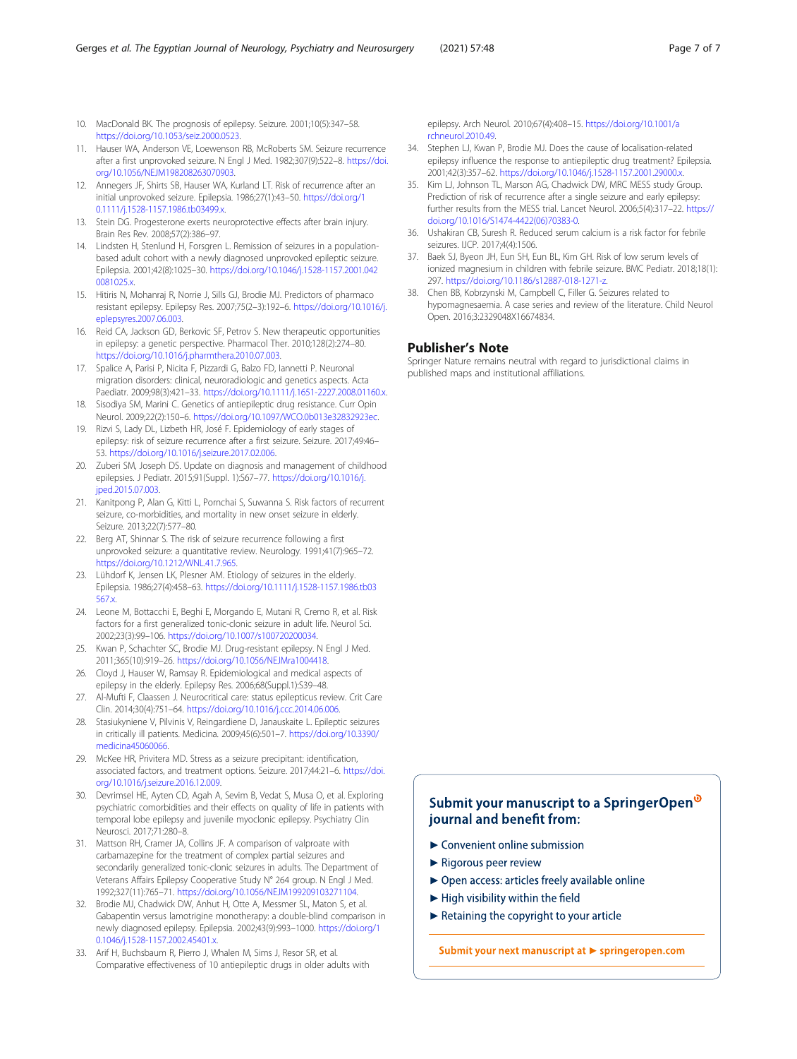10. MacDonald BK. The prognosis of epilepsy. Seizure. 2001;10(5):347–58. https://doi.org/10.1053/seiz.2000.0523.
11. Hauser WA, Anderson VE, Loewenson RB, McRoberts SM. Seizure recurrence after a first unprovoked seizure. N Engl J Med. 1982;307(9):522–8. https://doi.org/10.1056/NEJM198208263070903.
12. Annegers JF, Shirts SB, Hauser WA, Kurland LT. Risk of recurrence after an initial unprovoked seizure. Epilepsia. 1986;27(1):43–50. https://doi.org/10.1111/j.1528-1157.1986.tb03499.x.
13. Stein DG. Progesterone exerts neuroprotective effects after brain injury. Brain Res Rev. 2008;57(2):386–97.
14. Lindsten H, Stenlund H, Forsgren L. Remission of seizures in a population-based adult cohort with a newly diagnosed unprovoked epileptic seizure. Epilepsia. 2001;42(8):1025–30. https://doi.org/10.1046/j.1528-1157.2001.0420081025.x.
15. Hitiris N, Mohanraj R, Norrie J, Sills GJ, Brodie MJ. Predictors of pharmaco resistant epilepsy. Epilepsy Res. 2007;75(2–3):192–6. https://doi.org/10.1016/j.eplepsyres.2007.06.003.
16. Reid CA, Jackson GD, Berkovic SF, Petrov S. New therapeutic opportunities in epilepsy: a genetic perspective. Pharmacol Ther. 2010;128(2):274–80. https://doi.org/10.1016/j.pharmthera.2010.07.003.
17. Spalice A, Parisi P, Nicita F, Pizzardi G, Balzo FD, Iannetti P. Neuronal migration disorders: clinical, neuroradiologic and genetics aspects. Acta Paediatr. 2009;98(3):421–33. https://doi.org/10.1111/j.1651-2227.2008.01160.x.
18. Sisodiya SM, Marini C. Genetics of antiepileptic drug resistance. Curr Opin Neurol. 2009;22(2):150–6. https://doi.org/10.1097/WCO.0b013e32832923ec.
19. Rizvi S, Lady DL, Lizbeth HR, José F. Epidemiology of early stages of epilepsy: risk of seizure recurrence after a first seizure. Seizure. 2017;49:46–53. https://doi.org/10.1016/j.seizure.2017.02.006.
20. Zuberi SM, Joseph DS. Update on diagnosis and management of childhood epilepsies. J Pediatr. 2015;91(Suppl. 1):S67–77. https://doi.org/10.1016/j.jped.2015.07.003.
21. Kanitpong P, Alan G, Kitti L, Pornchai S, Suwanna S. Risk factors of recurrent seizure, co-morbidities, and mortality in new onset seizure in elderly. Seizure. 2013;22(7):577–80.
22. Berg AT, Shinnar S. The risk of seizure recurrence following a first unprovoked seizure: a quantitative review. Neurology. 1991;41(7):965–72. https://doi.org/10.1212/WNL.41.7.965.
23. Lühdorf K, Jensen LK, Plesner AM. Etiology of seizures in the elderly. Epilepsia. 1986;27(4):458–63. https://doi.org/10.1111/j.1528-1157.1986.tb03567.x.
24. Leone M, Bottacchi E, Beghi E, Morgando E, Mutani R, Cremo R, et al. Risk factors for a first generalized tonic-clonic seizure in adult life. Neurol Sci. 2002;23(3):99–106. https://doi.org/10.1007/s100720200034.
25. Kwan P, Schachter SC, Brodie MJ. Drug-resistant epilepsy. N Engl J Med. 2011;365(10):919–26. https://doi.org/10.1056/NEJMra1004418.
26. Cloyd J, Hauser W, Ramsay R. Epidemiological and medical aspects of epilepsy in the elderly. Epilepsy Res. 2006;68(Suppl.1):S39–48.
27. Al-Mufti F, Claassen J. Neurocritical care: status epilepticus review. Crit Care Clin. 2014;30(4):751–64. https://doi.org/10.1016/j.ccc.2014.06.006.
28. Stasiukyniene V, Pilvinis V, Reingardiene D, Janauskaite L. Epileptic seizures in critically ill patients. Medicina. 2009;45(6):501–7. https://doi.org/10.3390/medicina45060066.
29. McKee HR, Privitera MD. Stress as a seizure precipitant: identification, associated factors, and treatment options. Seizure. 2017;44:21–6. https://doi.org/10.1016/j.seizure.2016.12.009.
30. Devrimsel HE, Ayten CD, Agah A, Sevim B, Vedat S, Musa O, et al. Exploring psychiatric comorbidities and their effects on quality of life in patients with temporal lobe epilepsy and juvenile myoclonic epilepsy. Psychiatry Clin Neurosci. 2017;71:280–8.
31. Mattson RH, Cramer JA, Collins JF. A comparison of valproate with carbamazepine for the treatment of complex partial seizures and secondarily generalized tonic-clonic seizures in adults. The Department of Veterans Affairs Epilepsy Cooperative Study N° 264 group. N Engl J Med. 1992;327(11):765–71. https://doi.org/10.1056/NEJM199209103271104.
32. Brodie MJ, Chadwick DW, Anhut H, Otte A, Messmer SL, Maton S, et al. Gabapentin versus lamotrigine monotherapy: a double-blind comparison in newly diagnosed epilepsy. Epilepsia. 2002;43(9):993–1000. https://doi.org/10.1046/j.1528-1157.2002.45401.x.
33. Arif H, Buchsbaum R, Pierro J, Whalen M, Sims J, Resor SR, et al. Comparative effectiveness of 10 antiepileptic drugs in older adults with epilepsy. Arch Neurol. 2010;67(4):408–15. https://doi.org/10.1001/archneurol.2010.49.
34. Stephen LJ, Kwan P, Brodie MJ. Does the cause of localisation-related epilepsy influence the response to antiepileptic drug treatment? Epilepsia. 2001;42(3):357–62. https://doi.org/10.1046/j.1528-1157.2001.29000.x.
35. Kim LJ, Johnson TL, Marson AG, Chadwick DW, MRC MESS study Group. Prediction of risk of recurrence after a single seizure and early epilepsy: further results from the MESS trial. Lancet Neurol. 2006;5(4):317–22. https://doi.org/10.1016/S1474-4422(06)70383-0.
36. Ushakiran CB, Suresh R. Reduced serum calcium is a risk factor for febrile seizures. IJCP. 2017;4(4):1506.
37. Baek SJ, Byeon JH, Eun SH, Eun BL, Kim GH. Risk of low serum levels of ionized magnesium in children with febrile seizure. BMC Pediatr. 2018;18(1):297. https://doi.org/10.1186/s12887-018-1271-z.
38. Chen BB, Kobrzynski M, Campbell C, Filler G. Seizures related to hypomagnesaemia. A case series and review of the literature. Child Neurol Open. 2016;3:2329048X16674834.

## Publisher's Note

Springer Nature remains neutral with regard to jurisdictional claims in published maps and institutional affiliations.

**Submit your manuscript to a SpringerOpen journal and benefit from:**

- Convenient online submission
- Rigorous peer review
- Open access: articles freely available online
- High visibility within the field
- Retaining the copyright to your article

**Submit your next manuscript at ▶ springeropen.com**